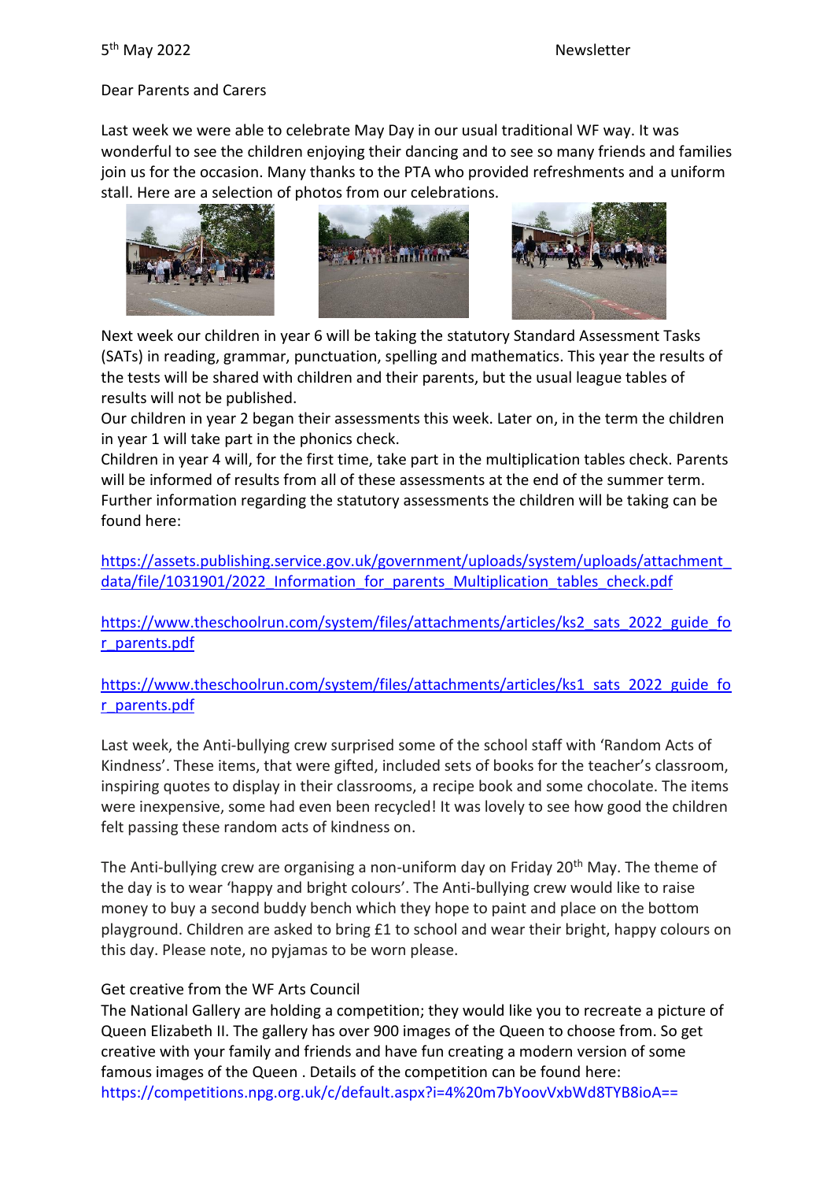5th May 2022 Newsletter

Dear Parents and Carers

Last week we were able to celebrate May Day in our usual traditional WF way. It was wonderful to see the children enjoying their dancing and to see so many friends and families join us for the occasion. Many thanks to the PTA who provided refreshments and a uniform stall. Here are a selection of photos from our celebrations.

Next week our children in year 6 will be taking the statutory Standard Assessment Tasks (SATs) in reading, grammar, punctuation, spelling and mathematics. This year the results of the tests will be shared with children and their parents, but the usual league tables of results will not be published.
Our children in year 2 began their assessments this week. Later on, in the term the children in year 1 will take part in the phonics check.
Children in year 4 will, for the first time, take part in the multiplication tables check. Parents will be informed of results from all of these assessments at the end of the summer term.
Further information regarding the statutory assessments the children will be taking can be found here:

https://assets.publishing.service.gov.uk/government/uploads/system/uploads/attachment_data/file/1031901/2022_Information_for_parents_Multiplication_tables_check.pdf

https://www.theschoolrun.com/system/files/attachments/articles/ks2_sats_2022_guide_for_parents.pdf

https://www.theschoolrun.com/system/files/attachments/articles/ks1_sats_2022_guide_for_parents.pdf

Last week, the Anti-bullying crew surprised some of the school staff with 'Random Acts of Kindness'. These items, that were gifted, included sets of books for the teacher's classroom, inspiring quotes to display in their classrooms, a recipe book and some chocolate. The items were inexpensive, some had even been recycled! It was lovely to see how good the children felt passing these random acts of kindness on.

The Anti-bullying crew are organising a non-uniform day on Friday 20th May. The theme of the day is to wear 'happy and bright colours'. The Anti-bullying crew would like to raise money to buy a second buddy bench which they hope to paint and place on the bottom playground. Children are asked to bring £1 to school and wear their bright, happy colours on this day. Please note, no pyjamas to be worn please.

Get creative from the WF Arts Council
The National Gallery are holding a competition; they would like you to recreate a picture of Queen Elizabeth II. The gallery has over 900 images of the Queen to choose from. So get creative with your family and friends and have fun creating a modern version of some famous images of the Queen . Details of the competition can be found here:
https://competitions.npg.org.uk/c/default.aspx?i=4%20m7bYoovVxbWd8TYB8ioA==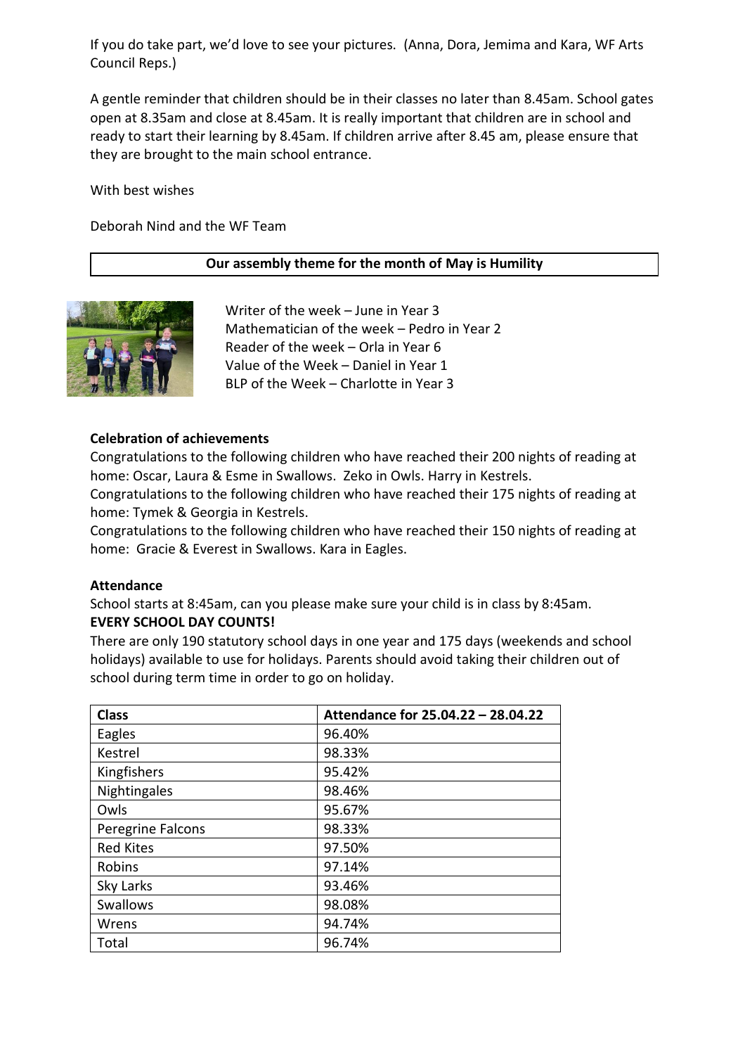If you do take part, we'd love to see your pictures. (Anna, Dora, Jemima and Kara, WF Arts Council Reps.)

A gentle reminder that children should be in their classes no later than 8.45am. School gates open at 8.35am and close at 8.45am. It is really important that children are in school and ready to start their learning by 8.45am. If children arrive after 8.45 am, please ensure that they are brought to the main school entrance.

With best wishes

Deborah Nind and the WF Team

**Our assembly theme for the month of May is Humility**

Writer of the week – June in Year 3
Mathematician of the week – Pedro in Year 2
Reader of the week – Orla in Year 6
Value of the Week – Daniel in Year 1
BLP of the Week – Charlotte in Year 3

**Celebration of achievements**

Congratulations to the following children who have reached their 200 nights of reading at home: Oscar, Laura & Esme in Swallows. Zeko in Owls. Harry in Kestrels.
Congratulations to the following children who have reached their 175 nights of reading at home: Tymek & Georgia in Kestrels.
Congratulations to the following children who have reached their 150 nights of reading at home: Gracie & Everest in Swallows. Kara in Eagles.

**Attendance**

School starts at 8:45am, can you please make sure your child is in class by 8:45am.
**EVERY SCHOOL DAY COUNTS!**
There are only 190 statutory school days in one year and 175 days (weekends and school holidays) available to use for holidays. Parents should avoid taking their children out of school during term time in order to go on holiday.

| Class | Attendance for 25.04.22 – 28.04.22 |
|---|---|
| Eagles | 96.40% |
| Kestrel | 98.33% |
| Kingfishers | 95.42% |
| Nightingales | 98.46% |
| Owls | 95.67% |
| Peregrine Falcons | 98.33% |
| Red Kites | 97.50% |
| Robins | 97.14% |
| Sky Larks | 93.46% |
| Swallows | 98.08% |
| Wrens | 94.74% |
| Total | 96.74% |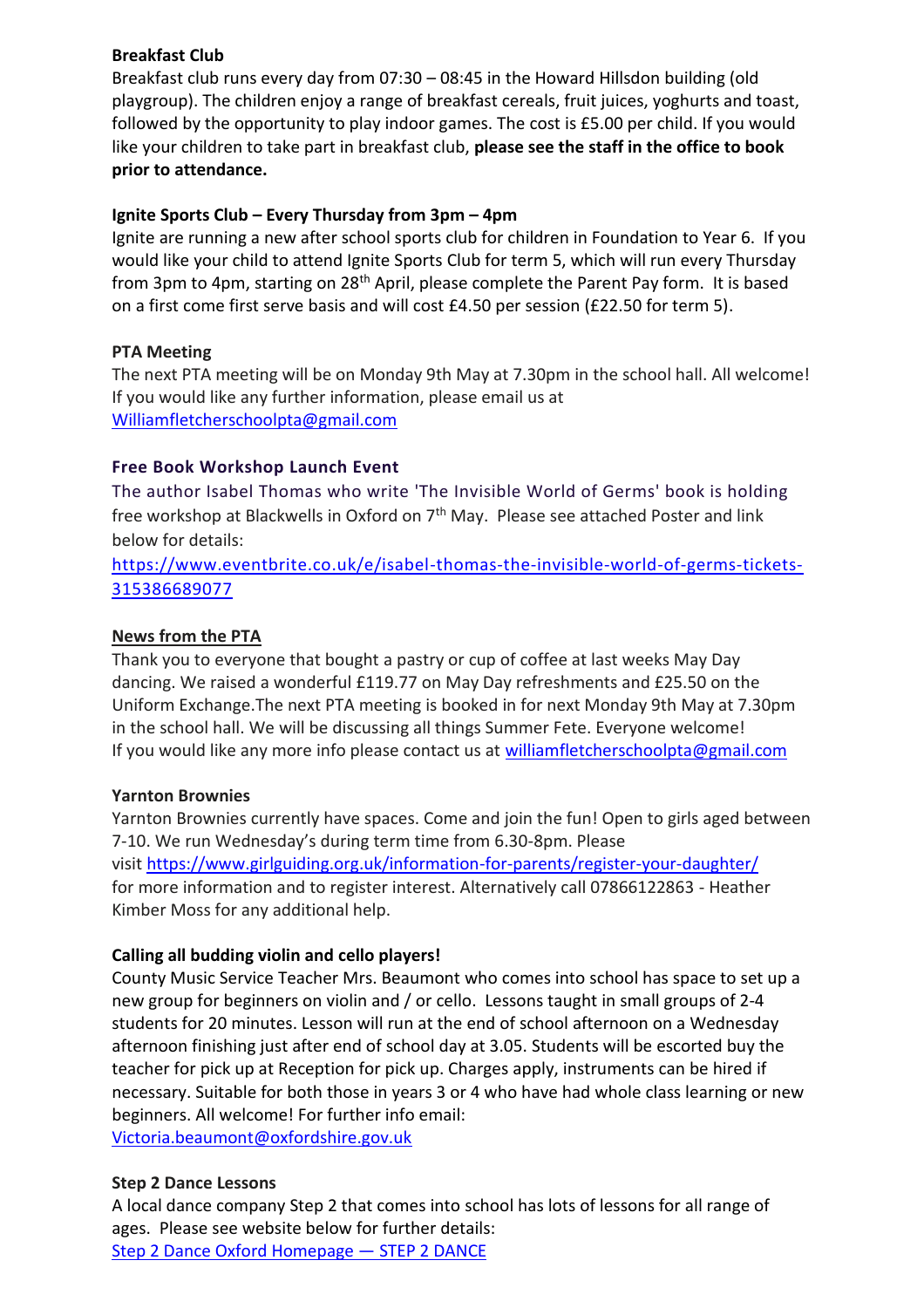**Breakfast Club**

Breakfast club runs every day from 07:30 – 08:45 in the Howard Hillsdon building (old playgroup). The children enjoy a range of breakfast cereals, fruit juices, yoghurts and toast, followed by the opportunity to play indoor games. The cost is £5.00 per child. If you would like your children to take part in breakfast club, **please see the staff in the office to book prior to attendance.**

**Ignite Sports Club – Every Thursday from 3pm – 4pm**

Ignite are running a new after school sports club for children in Foundation to Year 6. If you would like your child to attend Ignite Sports Club for term 5, which will run every Thursday from 3pm to 4pm, starting on 28th April, please complete the Parent Pay form. It is based on a first come first serve basis and will cost £4.50 per session (£22.50 for term 5).

**PTA Meeting**

The next PTA meeting will be on Monday 9th May at 7.30pm in the school hall. All welcome! If you would like any further information, please email us at Williamfletcherschoolpta@gmail.com

**Free Book Workshop Launch Event**

The author Isabel Thomas who write 'The Invisible World of Germs' book is holding free workshop at Blackwells in Oxford on 7th May. Please see attached Poster and link below for details:

https://www.eventbrite.co.uk/e/isabel-thomas-the-invisible-world-of-germs-tickets-315386689077

**News from the PTA**

Thank you to everyone that bought a pastry or cup of coffee at last weeks May Day dancing. We raised a wonderful £119.77 on May Day refreshments and £25.50 on the Uniform Exchange.The next PTA meeting is booked in for next Monday 9th May at 7.30pm in the school hall. We will be discussing all things Summer Fete. Everyone welcome! If you would like any more info please contact us at williamfletcherschoolpta@gmail.com

**Yarnton Brownies**

Yarnton Brownies currently have spaces. Come and join the fun! Open to girls aged between 7-10. We run Wednesday's during term time from 6.30-8pm. Please visit https://www.girlguiding.org.uk/information-for-parents/register-your-daughter/ for more information and to register interest. Alternatively call 07866122863 - Heather Kimber Moss for any additional help.

**Calling all budding violin and cello players!**

County Music Service Teacher Mrs. Beaumont who comes into school has space to set up a new group for beginners on violin and / or cello. Lessons taught in small groups of 2-4 students for 20 minutes. Lesson will run at the end of school afternoon on a Wednesday afternoon finishing just after end of school day at 3.05. Students will be escorted buy the teacher for pick up at Reception for pick up. Charges apply, instruments can be hired if necessary. Suitable for both those in years 3 or 4 who have had whole class learning or new beginners. All welcome! For further info email: Victoria.beaumont@oxfordshire.gov.uk

**Step 2 Dance Lessons**

A local dance company Step 2 that comes into school has lots of lessons for all range of ages. Please see website below for further details:
Step 2 Dance Oxford Homepage — STEP 2 DANCE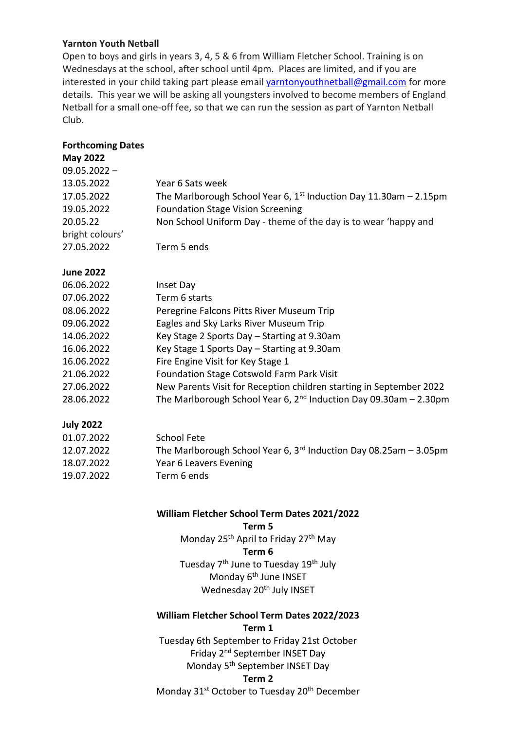**Yarnton Youth Netball**

Open to boys and girls in years 3, 4, 5 & 6 from William Fletcher School. Training is on Wednesdays at the school, after school until 4pm. Places are limited, and if you are interested in your child taking part please email yarntonyouthnetball@gmail.com for more details. This year we will be asking all youngsters involved to become members of England Netball for a small one-off fee, so that we can run the session as part of Yarnton Netball Club.

**Forthcoming Dates**

**May 2022**

| | |
|---|---|
| 09.05.2022 – 13.05.2022 | Year 6 Sats week |
| 17.05.2022 | The Marlborough School Year 6, 1st Induction Day 11.30am – 2.15pm |
| 19.05.2022 | Foundation Stage Vision Screening |
| 20.05.22 | Non School Uniform Day - theme of the day is to wear 'happy and bright colours' |
| 27.05.2022 | Term 5 ends |

**June 2022**

| | |
|---|---|
| 06.06.2022 | Inset Day |
| 07.06.2022 | Term 6 starts |
| 08.06.2022 | Peregrine Falcons Pitts River Museum Trip |
| 09.06.2022 | Eagles and Sky Larks River Museum Trip |
| 14.06.2022 | Key Stage 2 Sports Day – Starting at 9.30am |
| 16.06.2022 | Key Stage 1 Sports Day – Starting at 9.30am |
| 16.06.2022 | Fire Engine Visit for Key Stage 1 |
| 21.06.2022 | Foundation Stage Cotswold Farm Park Visit |
| 27.06.2022 | New Parents Visit for Reception children starting in September 2022 |
| 28.06.2022 | The Marlborough School Year 6, 2nd Induction Day 09.30am – 2.30pm |

**July 2022**

| | |
|---|---|
| 01.07.2022 | School Fete |
| 12.07.2022 | The Marlborough School Year 6, 3rd Induction Day 08.25am – 3.05pm |
| 18.07.2022 | Year 6 Leavers Evening |
| 19.07.2022 | Term 6 ends |

**William Fletcher School Term Dates 2021/2022**

**Term 5**

Monday 25th April to Friday 27th May

**Term 6**

Tuesday 7th June to Tuesday 19th July

Monday 6th June INSET

Wednesday 20th July INSET

**William Fletcher School Term Dates 2022/2023**

**Term 1**

Tuesday 6th September to Friday 21st October

Friday 2nd September INSET Day

Monday 5th September INSET Day

**Term 2**

Monday 31st October to Tuesday 20th December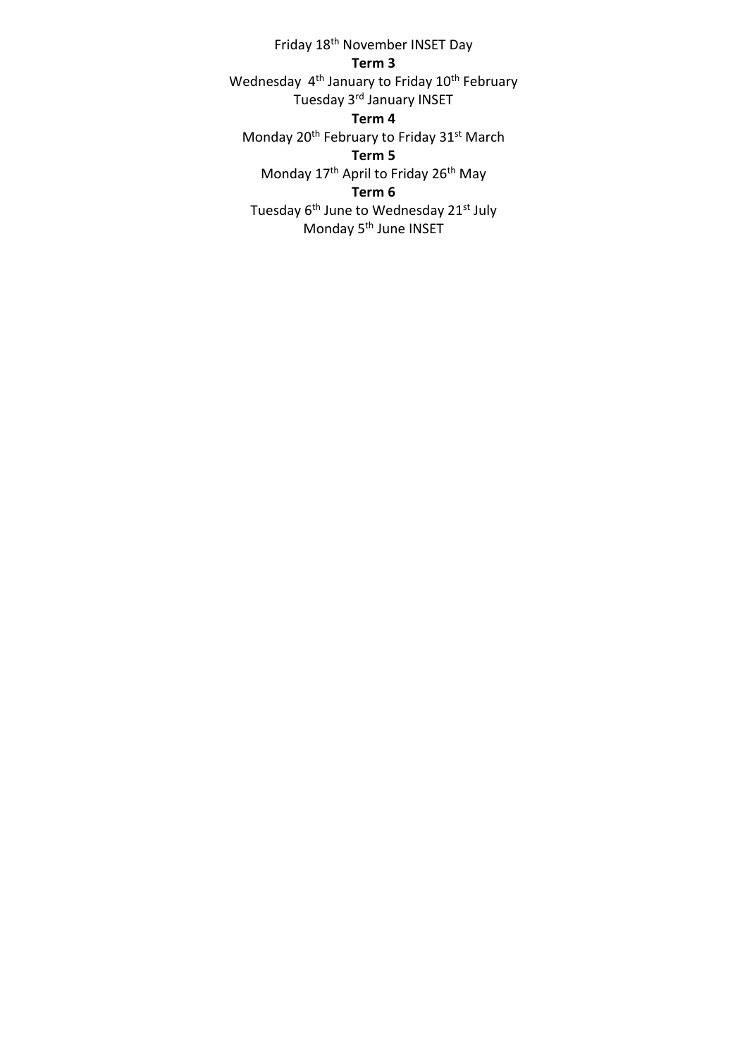Friday 18th November INSET Day

**Term 3**

Wednesday 4th January to Friday 10th February

Tuesday 3rd January INSET

**Term 4**

Monday 20th February to Friday 31st March

**Term 5**

Monday 17th April to Friday 26th May

**Term 6**

Tuesday 6th June to Wednesday 21st July

Monday 5th June INSET